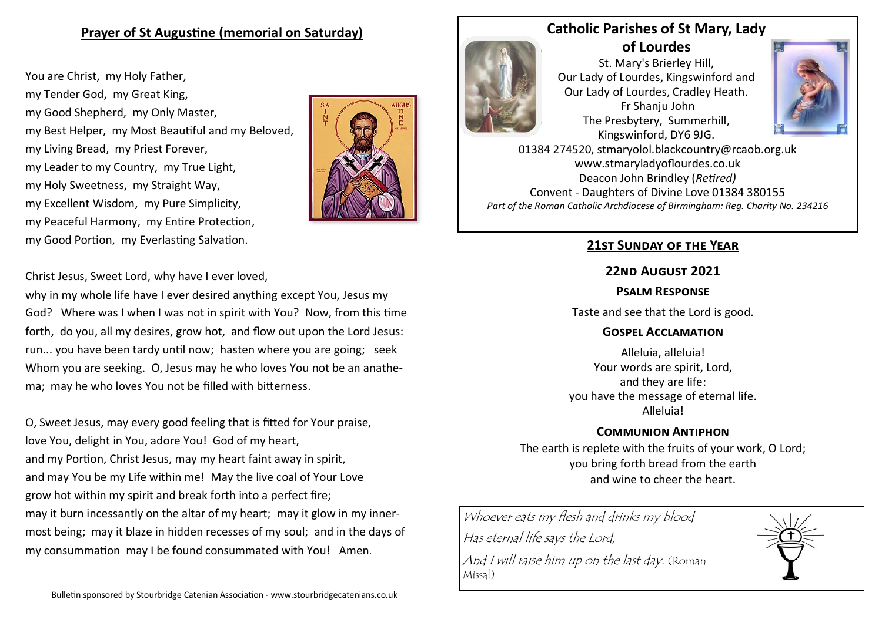## Prayer of St Augustine (memorial on Saturday)

You are Christ, my Holy Father,
my Tender God, my Great King,
my Good Shepherd, my Only Master,
my Best Helper, my Most Beautiful and my Beloved,
my Living Bread, my Priest Forever,
my Leader to my Country, my True Light,
my Holy Sweetness, my Straight Way,
my Excellent Wisdom, my Pure Simplicity,
my Peaceful Harmony, my Entire Protection,
my Good Portion, my Everlasting Salvation.

Christ Jesus, Sweet Lord, why have I ever loved, why in my whole life have I ever desired anything except You, Jesus my God? Where was I when I was not in spirit with You? Now, from this time forth, do you, all my desires, grow hot, and flow out upon the Lord Jesus: run... you have been tardy until now; hasten where you are going; seek Whom you are seeking. O, Jesus may he who loves You not be an anathema; may he who loves You not be filled with bitterness.

O, Sweet Jesus, may every good feeling that is fitted for Your praise, love You, delight in You, adore You! God of my heart, and my Portion, Christ Jesus, may my heart faint away in spirit, and may You be my Life within me! May the live coal of Your Love grow hot within my spirit and break forth into a perfect fire; may it burn incessantly on the altar of my heart; may it glow in my innermost being; may it blaze in hidden recesses of my soul; and in the days of my consummation may I be found consummated with You! Amen.

Bulletin sponsored by Stourbridge Catenian Association - www.stourbridgecatenians.co.uk

# Catholic Parishes of St Mary, Lady of Lourdes

St. Mary's Brierley Hill,
Our Lady of Lourdes, Kingswinford and
Our Lady of Lourdes, Cradley Heath.
Fr Shanju John
The Presbytery, Summerhill,
Kingswinford, DY6 9JG.
01384 274520, stmaryolol.blackcountry@rcaob.org.uk
www.stmaryladyoflourdes.co.uk
Deacon John Brindley (*Retired)*
Convent - Daughters of Divine Love 01384 380155
*Part of the Roman Catholic Archdiocese of Birmingham: Reg. Charity No. 234216*

## 21st Sunday of the Year

### 22nd August 2021

#### Psalm Response

Taste and see that the Lord is good.

#### Gospel Acclamation

Alleluia, alleluia!
Your words are spirit, Lord,
and they are life:
you have the message of eternal life.
Alleluia!

#### Communion Antiphon

The earth is replete with the fruits of your work, O Lord;
you bring forth bread from the earth
and wine to cheer the heart.

*Whoever eats my flesh and drinks my blood*
*Has eternal life says the Lord,*
*And I will raise him up on the last day.* (Roman Missal)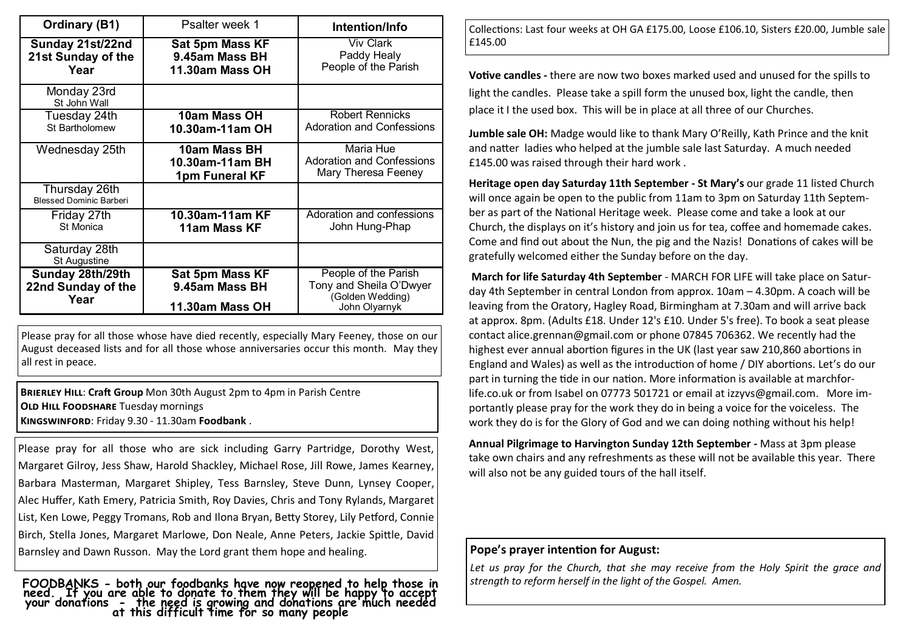| Ordinary (B1) | Psalter week 1 | Intention/Info |
| --- | --- | --- |
| **Sunday 21st/22nd 21st Sunday of the Year** | **Sat 5pm Mass KF** <br> **9.45am Mass BH** <br> **11.30am Mass OH** | Viv Clark <br> Paddy Healy <br> People of the Parish |
| Monday 23rd St John Wall | | |
| Tuesday 24th St Bartholomew | **10am Mass OH** <br> **10.30am-11am OH** | Robert Rennicks <br> Adoration and Confessions |
| Wednesday 25th | **10am Mass BH** <br> **10.30am-11am BH** <br> **1pm Funeral KF** | Maria Hue <br> Adoration and Confessions <br> Mary Theresa Feeney |
| Thursday 26th Blessed Dominic Barberi | | |
| Friday 27th St Monica | **10.30am-11am KF** <br> **11am Mass KF** | Adoration and confessions <br> John Hung-Phap |
| Saturday 28th St Augustine | | |
| **Sunday 28th/29th 22nd Sunday of the Year** | **Sat 5pm Mass KF** <br> **9.45am Mass BH** <br> **11.30am Mass OH** | People of the Parish <br> Tony and Sheila O'Dwyer (Golden Wedding) <br> John Olyarnyk |

Please pray for all those whose have died recently, especially Mary Feeney, those on our August deceased lists and for all those whose anniversaries occur this month. May they all rest in peace.

**Brierley Hill**: **Craft Group** Mon 30th August 2pm to 4pm in Parish Centre
**Old Hill Foodshare** Tuesday mornings
**Kingswinford**: Friday 9.30 - 11.30am **Foodbank** .

Please pray for all those who are sick including Garry Partridge, Dorothy West, Margaret Gilroy, Jess Shaw, Harold Shackley, Michael Rose, Jill Rowe, James Kearney, Barbara Masterman, Margaret Shipley, Tess Barnsley, Steve Dunn, Lynsey Cooper, Alec Huffer, Kath Emery, Patricia Smith, Roy Davies, Chris and Tony Rylands, Margaret List, Ken Lowe, Peggy Tromans, Rob and Ilona Bryan, Betty Storey, Lily Petford, Connie Birch, Stella Jones, Margaret Marlowe, Don Neale, Anne Peters, Jackie Spittle, David Barnsley and Dawn Russon. May the Lord grant them hope and healing.

**FOODBANKS - both our foodbanks have now reopened to help those in need. If you are able to donate to them they will be happy to accept your donations - the need is growing and donations are much needed at this difficult time for so many people**

Collections: Last four weeks at OH GA £175.00, Loose £106.10, Sisters £20.00, Jumble sale £145.00

**Votive candles -** there are now two boxes marked used and unused for the spills to light the candles. Please take a spill form the unused box, light the candle, then place it I the used box. This will be in place at all three of our Churches.

**Jumble sale OH:** Madge would like to thank Mary O'Reilly, Kath Prince and the knit and natter ladies who helped at the jumble sale last Saturday. A much needed £145.00 was raised through their hard work .

**Heritage open day Saturday 11th September - St Mary's** our grade 11 listed Church will once again be open to the public from 11am to 3pm on Saturday 11th September as part of the National Heritage week. Please come and take a look at our Church, the displays on it's history and join us for tea, coffee and homemade cakes. Come and find out about the Nun, the pig and the Nazis! Donations of cakes will be gratefully welcomed either the Sunday before on the day.

**March for life Saturday 4th September** - MARCH FOR LIFE will take place on Saturday 4th September in central London from approx. 10am – 4.30pm. A coach will be leaving from the Oratory, Hagley Road, Birmingham at 7.30am and will arrive back at approx. 8pm. (Adults £18. Under 12's £10. Under 5's free). To book a seat please contact alice.grennan@gmail.com or phone 07845 706362. We recently had the highest ever annual abortion figures in the UK (last year saw 210,860 abortions in England and Wales) as well as the introduction of home / DIY abortions. Let's do our part in turning the tide in our nation. More information is available at marchforlife.co.uk or from Isabel on 07773 501721 or email at izzyvs@gmail.com. More importantly please pray for the work they do in being a voice for the voiceless. The work they do is for the Glory of God and we can doing nothing without his help!

**Annual Pilgrimage to Harvington Sunday 12th September -** Mass at 3pm please take own chairs and any refreshments as these will not be available this year. There will also not be any guided tours of the hall itself.

**Pope's prayer intention for August:**

*Let us pray for the Church, that she may receive from the Holy Spirit the grace and strength to reform herself in the light of the Gospel. Amen.*